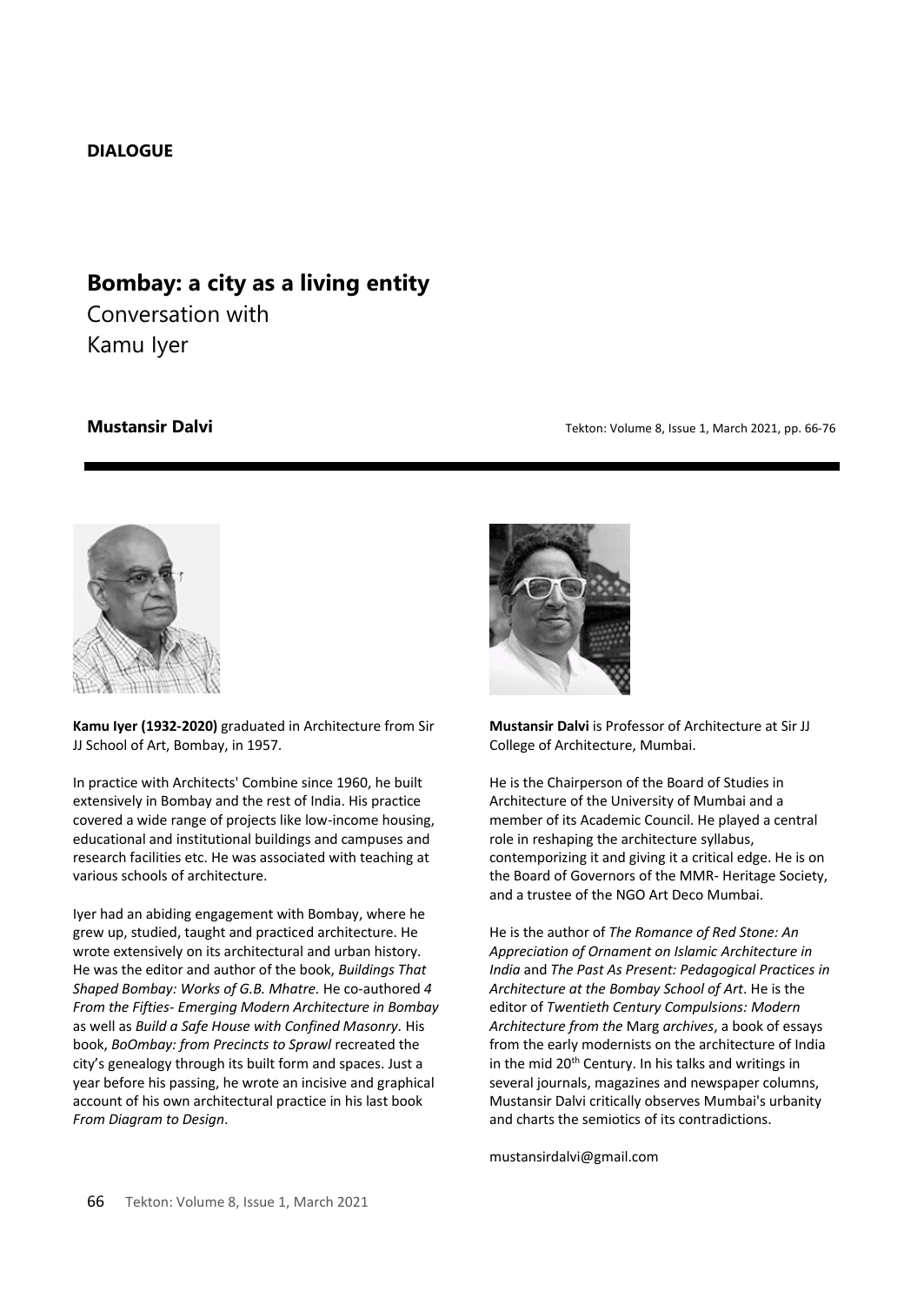**DIALOGUE**

# Bombay: a city as a living entity

Conversation with
Kamu Iyer

**Mustansir Dalvi**

Tekton: Volume 8, Issue 1, March 2021, pp. 66-76

**Kamu Iyer (1932-2020)** graduated in Architecture from Sir JJ School of Art, Bombay, in 1957.

In practice with Architects' Combine since 1960, he built extensively in Bombay and the rest of India. His practice covered a wide range of projects like low-income housing, educational and institutional buildings and campuses and research facilities etc. He was associated with teaching at various schools of architecture.

Iyer had an abiding engagement with Bombay, where he grew up, studied, taught and practiced architecture. He wrote extensively on its architectural and urban history. He was the editor and author of the book, *Buildings That Shaped Bombay: Works of G.B. Mhatre.* He co-authored *4 From the Fifties- Emerging Modern Architecture in Bombay* as well as *Build a Safe House with Confined Masonry.* His book, *BoOmbay: from Precincts to Sprawl* recreated the city's genealogy through its built form and spaces. Just a year before his passing, he wrote an incisive and graphical account of his own architectural practice in his last book *From Diagram to Design*.

**Mustansir Dalvi** is Professor of Architecture at Sir JJ College of Architecture, Mumbai.

He is the Chairperson of the Board of Studies in Architecture of the University of Mumbai and a member of its Academic Council. He played a central role in reshaping the architecture syllabus, contemporizing it and giving it a critical edge. He is on the Board of Governors of the MMR- Heritage Society, and a trustee of the NGO Art Deco Mumbai.

He is the author of *The Romance of Red Stone: An Appreciation of Ornament on Islamic Architecture in India* and *The Past As Present: Pedagogical Practices in Architecture at the Bombay School of Art*. He is the editor of *Twentieth Century Compulsions: Modern Architecture from the* Marg *archives*, a book of essays from the early modernists on the architecture of India in the mid 20th Century. In his talks and writings in several journals, magazines and newspaper columns, Mustansir Dalvi critically observes Mumbai's urbanity and charts the semiotics of its contradictions.

mustansirdalvi@gmail.com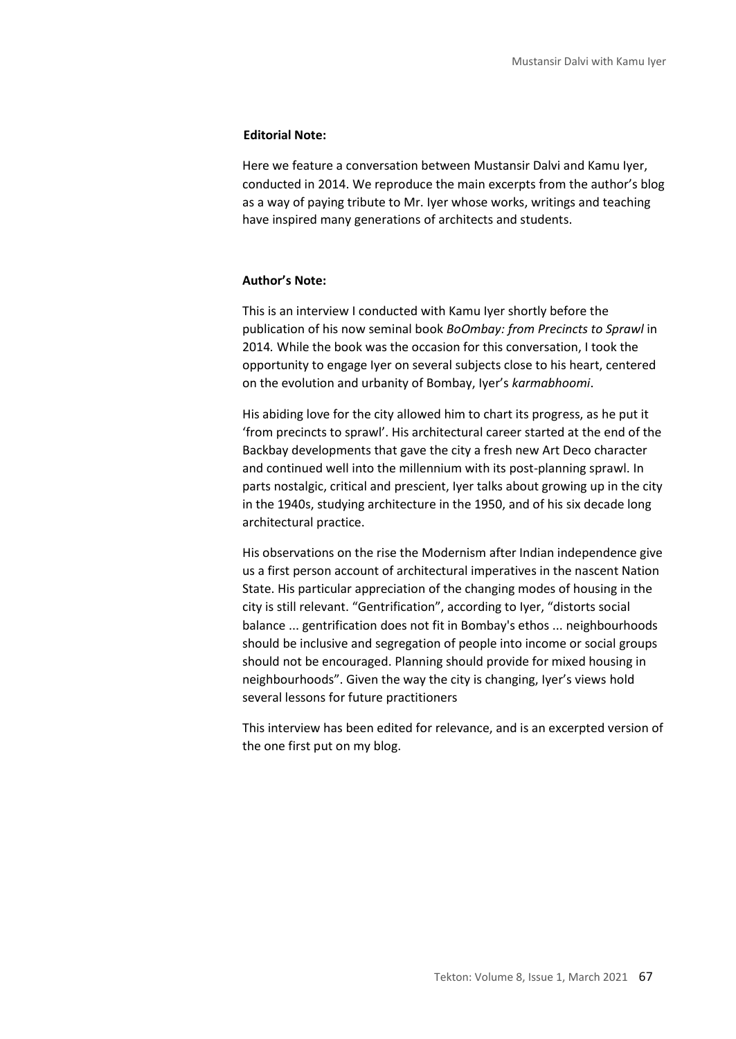**Editorial Note:**

Here we feature a conversation between Mustansir Dalvi and Kamu Iyer, conducted in 2014. We reproduce the main excerpts from the author's blog as a way of paying tribute to Mr. Iyer whose works, writings and teaching have inspired many generations of architects and students.

**Author's Note:**

This is an interview I conducted with Kamu Iyer shortly before the publication of his now seminal book *BoOmbay: from Precincts to Sprawl* in 2014*.* While the book was the occasion for this conversation, I took the opportunity to engage Iyer on several subjects close to his heart, centered on the evolution and urbanity of Bombay, Iyer's *karmabhoomi*.

His abiding love for the city allowed him to chart its progress, as he put it 'from precincts to sprawl'. His architectural career started at the end of the Backbay developments that gave the city a fresh new Art Deco character and continued well into the millennium with its post-planning sprawl. In parts nostalgic, critical and prescient, Iyer talks about growing up in the city in the 1940s, studying architecture in the 1950, and of his six decade long architectural practice.

His observations on the rise the Modernism after Indian independence give us a first person account of architectural imperatives in the nascent Nation State. His particular appreciation of the changing modes of housing in the city is still relevant. "Gentrification", according to Iyer, "distorts social balance ... gentrification does not fit in Bombay's ethos ... neighbourhoods should be inclusive and segregation of people into income or social groups should not be encouraged. Planning should provide for mixed housing in neighbourhoods". Given the way the city is changing, Iyer's views hold several lessons for future practitioners

This interview has been edited for relevance, and is an excerpted version of the one first put on my blog.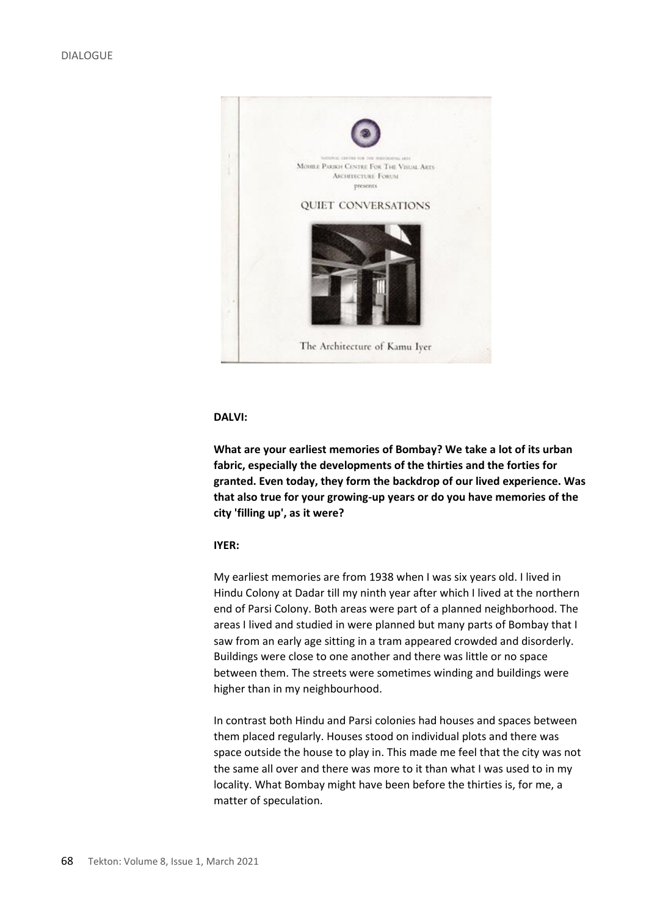**DALVI:**

**What are your earliest memories of Bombay? We take a lot of its urban fabric, especially the developments of the thirties and the forties for granted. Even today, they form the backdrop of our lived experience. Was that also true for your growing-up years or do you have memories of the city 'filling up', as it were?**

**IYER:**

My earliest memories are from 1938 when I was six years old. I lived in Hindu Colony at Dadar till my ninth year after which I lived at the northern end of Parsi Colony. Both areas were part of a planned neighborhood. The areas I lived and studied in were planned but many parts of Bombay that I saw from an early age sitting in a tram appeared crowded and disorderly. Buildings were close to one another and there was little or no space between them. The streets were sometimes winding and buildings were higher than in my neighbourhood.

In contrast both Hindu and Parsi colonies had houses and spaces between them placed regularly. Houses stood on individual plots and there was space outside the house to play in. This made me feel that the city was not the same all over and there was more to it than what I was used to in my locality. What Bombay might have been before the thirties is, for me, a matter of speculation.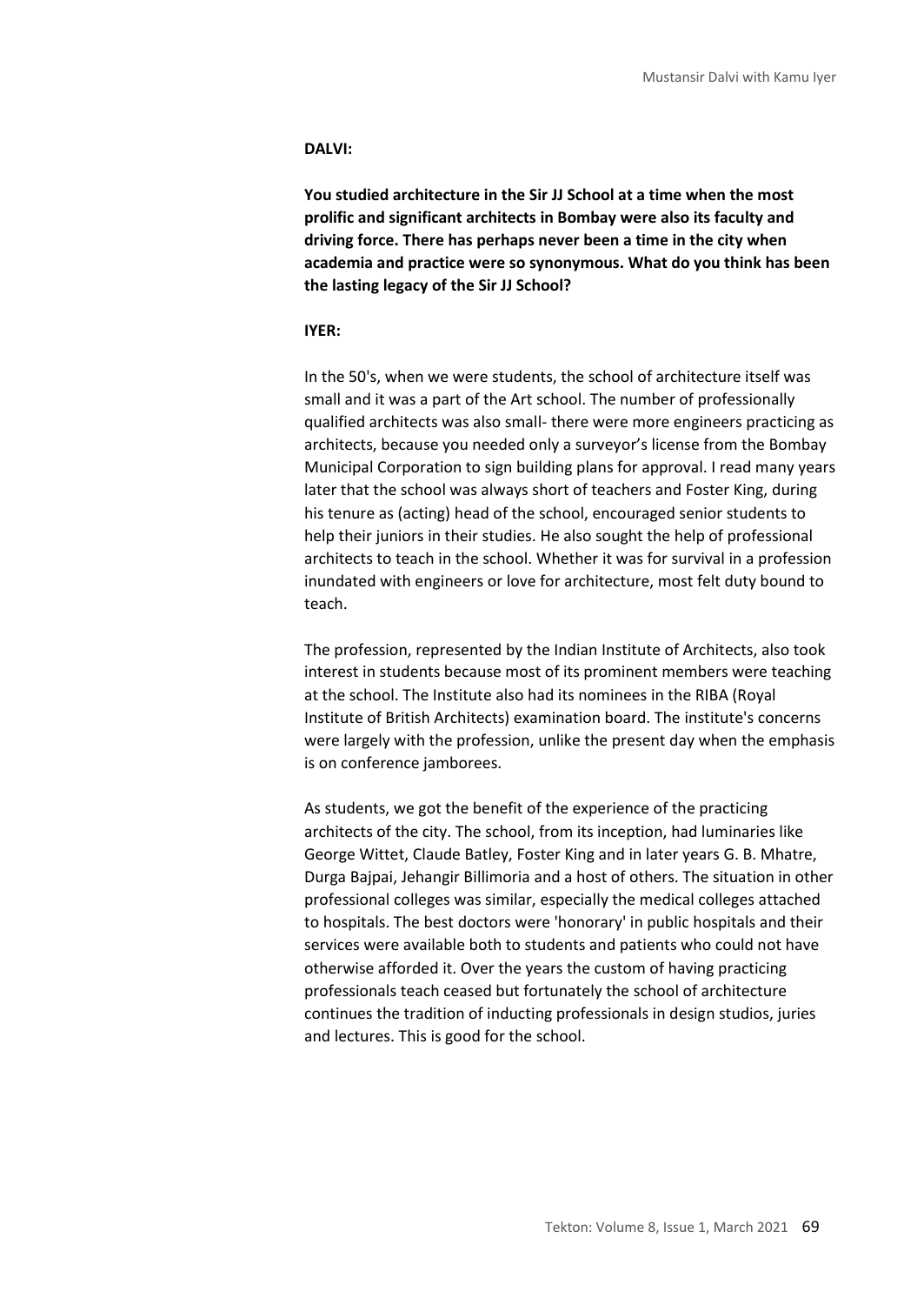**DALVI:**

**You studied architecture in the Sir JJ School at a time when the most prolific and significant architects in Bombay were also its faculty and driving force. There has perhaps never been a time in the city when academia and practice were so synonymous. What do you think has been the lasting legacy of the Sir JJ School?**

**IYER:**

In the 50's, when we were students, the school of architecture itself was small and it was a part of the Art school. The number of professionally qualified architects was also small- there were more engineers practicing as architects, because you needed only a surveyor's license from the Bombay Municipal Corporation to sign building plans for approval. I read many years later that the school was always short of teachers and Foster King, during his tenure as (acting) head of the school, encouraged senior students to help their juniors in their studies. He also sought the help of professional architects to teach in the school. Whether it was for survival in a profession inundated with engineers or love for architecture, most felt duty bound to teach.

The profession, represented by the Indian Institute of Architects, also took interest in students because most of its prominent members were teaching at the school. The Institute also had its nominees in the RIBA (Royal Institute of British Architects) examination board. The institute's concerns were largely with the profession, unlike the present day when the emphasis is on conference jamborees.

As students, we got the benefit of the experience of the practicing architects of the city. The school, from its inception, had luminaries like George Wittet, Claude Batley, Foster King and in later years G. B. Mhatre, Durga Bajpai, Jehangir Billimoria and a host of others. The situation in other professional colleges was similar, especially the medical colleges attached to hospitals. The best doctors were 'honorary' in public hospitals and their services were available both to students and patients who could not have otherwise afforded it. Over the years the custom of having practicing professionals teach ceased but fortunately the school of architecture continues the tradition of inducting professionals in design studios, juries and lectures. This is good for the school.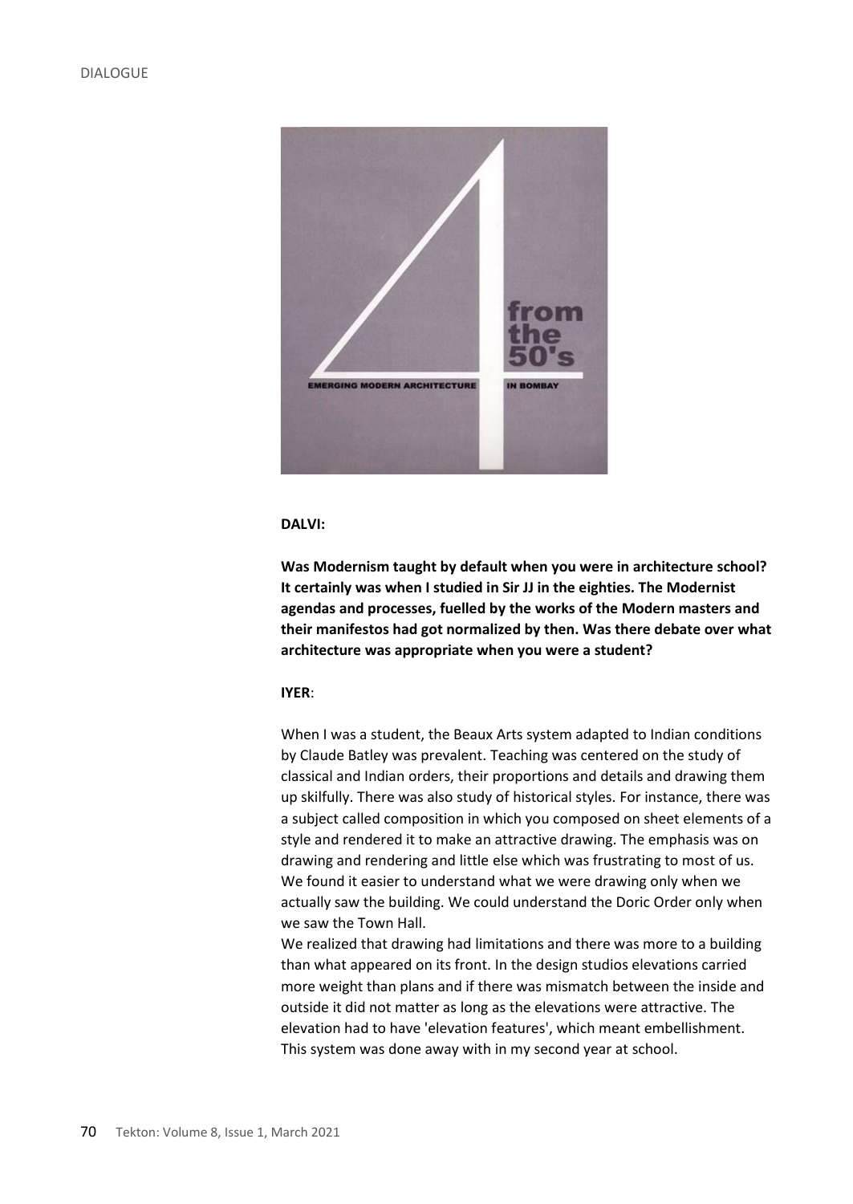**DALVI:**

**Was Modernism taught by default when you were in architecture school? It certainly was when I studied in Sir JJ in the eighties. The Modernist agendas and processes, fuelled by the works of the Modern masters and their manifestos had got normalized by then. Was there debate over what architecture was appropriate when you were a student?**

**IYER**:

When I was a student, the Beaux Arts system adapted to Indian conditions by Claude Batley was prevalent. Teaching was centered on the study of classical and Indian orders, their proportions and details and drawing them up skilfully. There was also study of historical styles. For instance, there was a subject called composition in which you composed on sheet elements of a style and rendered it to make an attractive drawing. The emphasis was on drawing and rendering and little else which was frustrating to most of us. We found it easier to understand what we were drawing only when we actually saw the building. We could understand the Doric Order only when we saw the Town Hall.

We realized that drawing had limitations and there was more to a building than what appeared on its front. In the design studios elevations carried more weight than plans and if there was mismatch between the inside and outside it did not matter as long as the elevations were attractive. The elevation had to have 'elevation features', which meant embellishment. This system was done away with in my second year at school.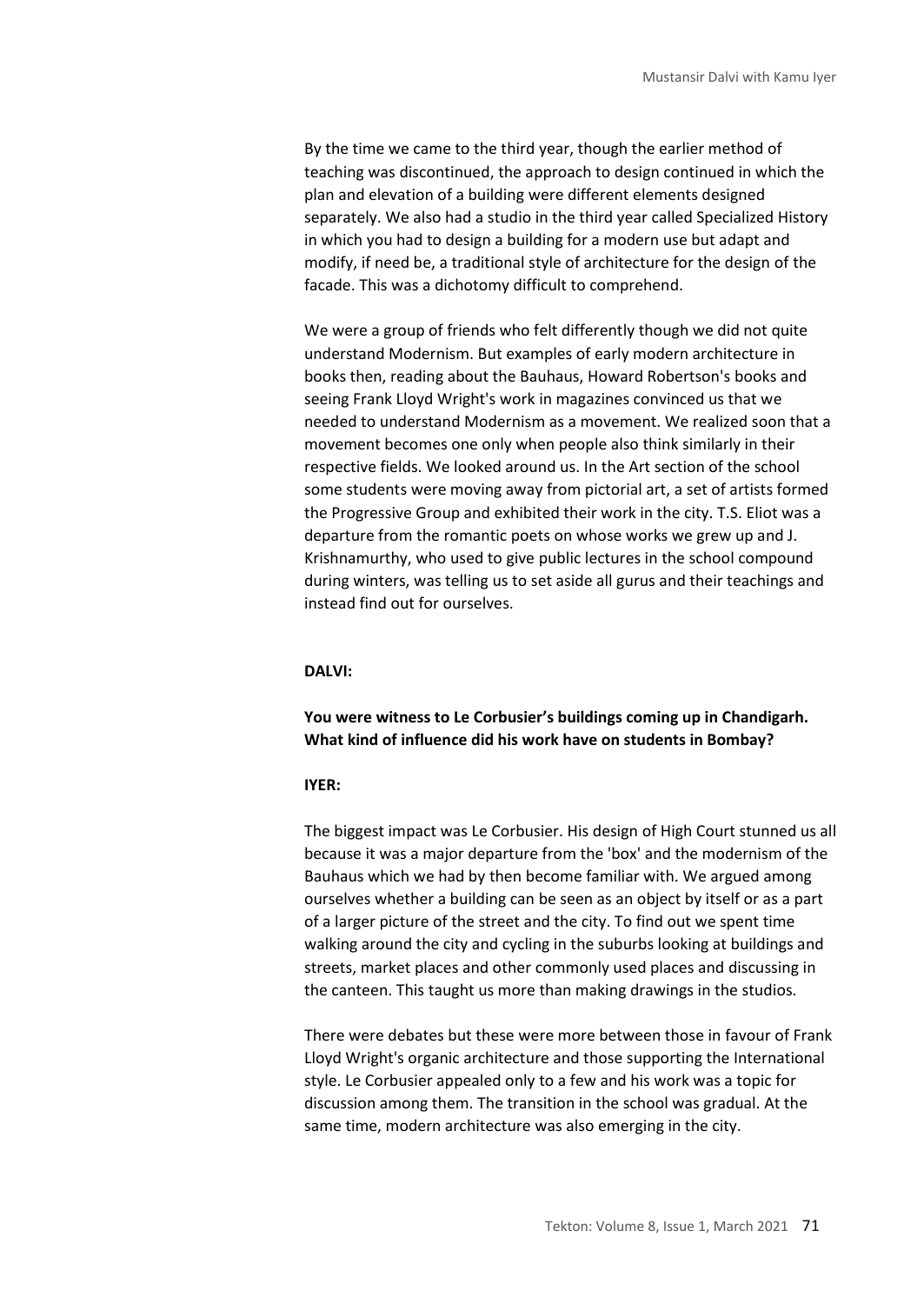By the time we came to the third year, though the earlier method of teaching was discontinued, the approach to design continued in which the plan and elevation of a building were different elements designed separately. We also had a studio in the third year called Specialized History in which you had to design a building for a modern use but adapt and modify, if need be, a traditional style of architecture for the design of the facade. This was a dichotomy difficult to comprehend.

We were a group of friends who felt differently though we did not quite understand Modernism. But examples of early modern architecture in books then, reading about the Bauhaus, Howard Robertson's books and seeing Frank Lloyd Wright's work in magazines convinced us that we needed to understand Modernism as a movement. We realized soon that a movement becomes one only when people also think similarly in their respective fields. We looked around us. In the Art section of the school some students were moving away from pictorial art, a set of artists formed the Progressive Group and exhibited their work in the city. T.S. Eliot was a departure from the romantic poets on whose works we grew up and J. Krishnamurthy, who used to give public lectures in the school compound during winters, was telling us to set aside all gurus and their teachings and instead find out for ourselves.

**DALVI:**

**You were witness to Le Corbusier's buildings coming up in Chandigarh. What kind of influence did his work have on students in Bombay?**

**IYER:**

The biggest impact was Le Corbusier. His design of High Court stunned us all because it was a major departure from the 'box' and the modernism of the Bauhaus which we had by then become familiar with. We argued among ourselves whether a building can be seen as an object by itself or as a part of a larger picture of the street and the city. To find out we spent time walking around the city and cycling in the suburbs looking at buildings and streets, market places and other commonly used places and discussing in the canteen. This taught us more than making drawings in the studios.

There were debates but these were more between those in favour of Frank Lloyd Wright's organic architecture and those supporting the International style. Le Corbusier appealed only to a few and his work was a topic for discussion among them. The transition in the school was gradual. At the same time, modern architecture was also emerging in the city.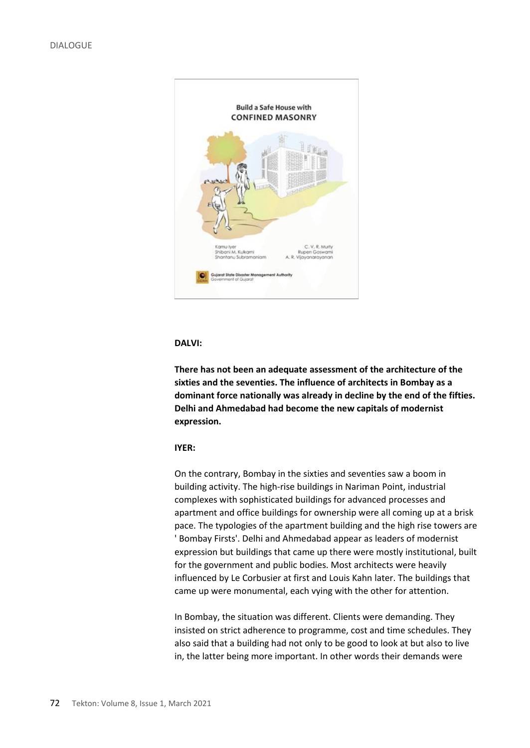**DALVI:**

**There has not been an adequate assessment of the architecture of the sixties and the seventies. The influence of architects in Bombay as a dominant force nationally was already in decline by the end of the fifties. Delhi and Ahmedabad had become the new capitals of modernist expression.**

**IYER:**

On the contrary, Bombay in the sixties and seventies saw a boom in building activity. The high-rise buildings in Nariman Point, industrial complexes with sophisticated buildings for advanced processes and apartment and office buildings for ownership were all coming up at a brisk pace. The typologies of the apartment building and the high rise towers are ' Bombay Firsts'. Delhi and Ahmedabad appear as leaders of modernist expression but buildings that came up there were mostly institutional, built for the government and public bodies. Most architects were heavily influenced by Le Corbusier at first and Louis Kahn later. The buildings that came up were monumental, each vying with the other for attention.

In Bombay, the situation was different. Clients were demanding. They insisted on strict adherence to programme, cost and time schedules. They also said that a building had not only to be good to look at but also to live in, the latter being more important. In other words their demands were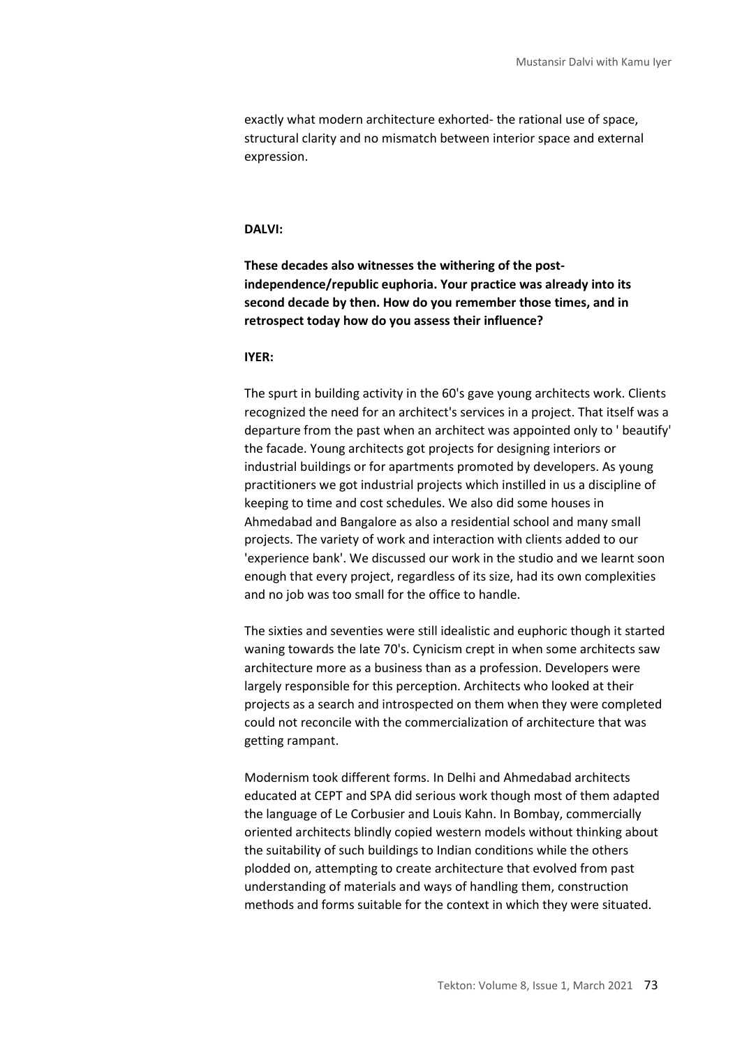exactly what modern architecture exhorted- the rational use of space, structural clarity and no mismatch between interior space and external expression.

**DALVI:**

**These decades also witnesses the withering of the post-independence/republic euphoria. Your practice was already into its second decade by then. How do you remember those times, and in retrospect today how do you assess their influence?**

**IYER:**

The spurt in building activity in the 60's gave young architects work. Clients recognized the need for an architect's services in a project. That itself was a departure from the past when an architect was appointed only to ' beautify' the facade. Young architects got projects for designing interiors or industrial buildings or for apartments promoted by developers. As young practitioners we got industrial projects which instilled in us a discipline of keeping to time and cost schedules. We also did some houses in Ahmedabad and Bangalore as also a residential school and many small projects. The variety of work and interaction with clients added to our 'experience bank'. We discussed our work in the studio and we learnt soon enough that every project, regardless of its size, had its own complexities and no job was too small for the office to handle.

The sixties and seventies were still idealistic and euphoric though it started waning towards the late 70's. Cynicism crept in when some architects saw architecture more as a business than as a profession. Developers were largely responsible for this perception. Architects who looked at their projects as a search and introspected on them when they were completed could not reconcile with the commercialization of architecture that was getting rampant.

Modernism took different forms. In Delhi and Ahmedabad architects educated at CEPT and SPA did serious work though most of them adapted the language of Le Corbusier and Louis Kahn. In Bombay, commercially oriented architects blindly copied western models without thinking about the suitability of such buildings to Indian conditions while the others plodded on, attempting to create architecture that evolved from past understanding of materials and ways of handling them, construction methods and forms suitable for the context in which they were situated.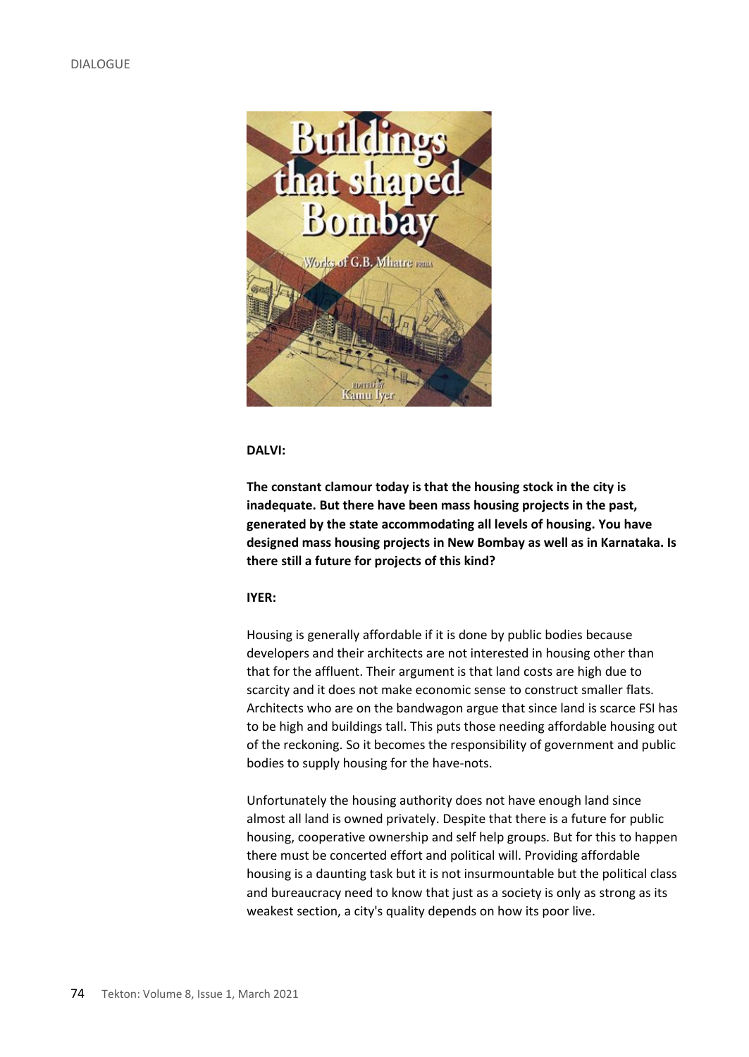**DALVI:**

**The constant clamour today is that the housing stock in the city is inadequate. But there have been mass housing projects in the past, generated by the state accommodating all levels of housing. You have designed mass housing projects in New Bombay as well as in Karnataka. Is there still a future for projects of this kind?**

**IYER:**

Housing is generally affordable if it is done by public bodies because developers and their architects are not interested in housing other than that for the affluent. Their argument is that land costs are high due to scarcity and it does not make economic sense to construct smaller flats. Architects who are on the bandwagon argue that since land is scarce FSI has to be high and buildings tall. This puts those needing affordable housing out of the reckoning. So it becomes the responsibility of government and public bodies to supply housing for the have-nots.

Unfortunately the housing authority does not have enough land since almost all land is owned privately. Despite that there is a future for public housing, cooperative ownership and self help groups. But for this to happen there must be concerted effort and political will. Providing affordable housing is a daunting task but it is not insurmountable but the political class and bureaucracy need to know that just as a society is only as strong as its weakest section, a city's quality depends on how its poor live.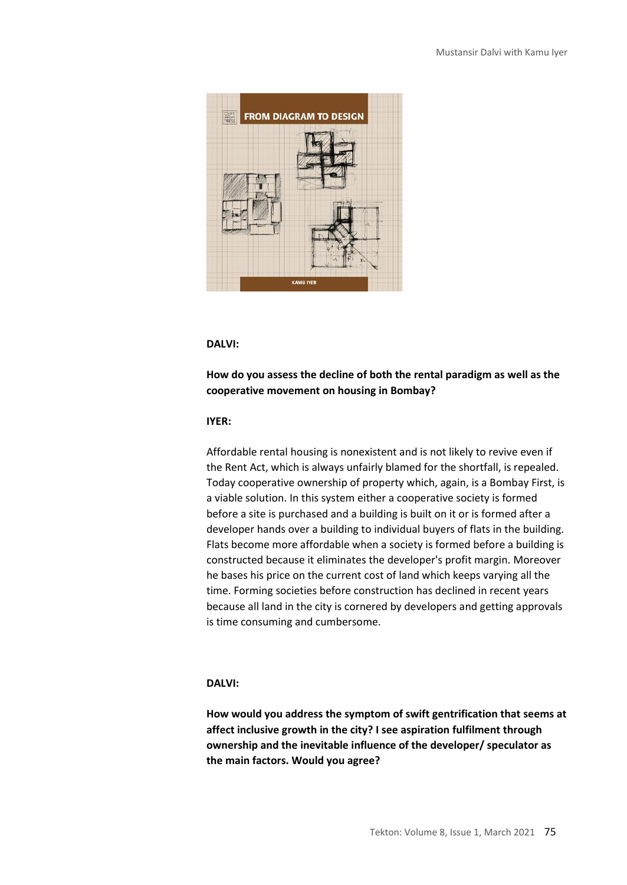**DALVI:**

**How do you assess the decline of both the rental paradigm as well as the cooperative movement on housing in Bombay?**

**IYER:**

Affordable rental housing is nonexistent and is not likely to revive even if the Rent Act, which is always unfairly blamed for the shortfall, is repealed. Today cooperative ownership of property which, again, is a Bombay First, is a viable solution. In this system either a cooperative society is formed before a site is purchased and a building is built on it or is formed after a developer hands over a building to individual buyers of flats in the building. Flats become more affordable when a society is formed before a building is constructed because it eliminates the developer's profit margin. Moreover he bases his price on the current cost of land which keeps varying all the time. Forming societies before construction has declined in recent years because all land in the city is cornered by developers and getting approvals is time consuming and cumbersome.

**DALVI:**

**How would you address the symptom of swift gentrification that seems at affect inclusive growth in the city? I see aspiration fulfilment through ownership and the inevitable influence of the developer/ speculator as the main factors. Would you agree?**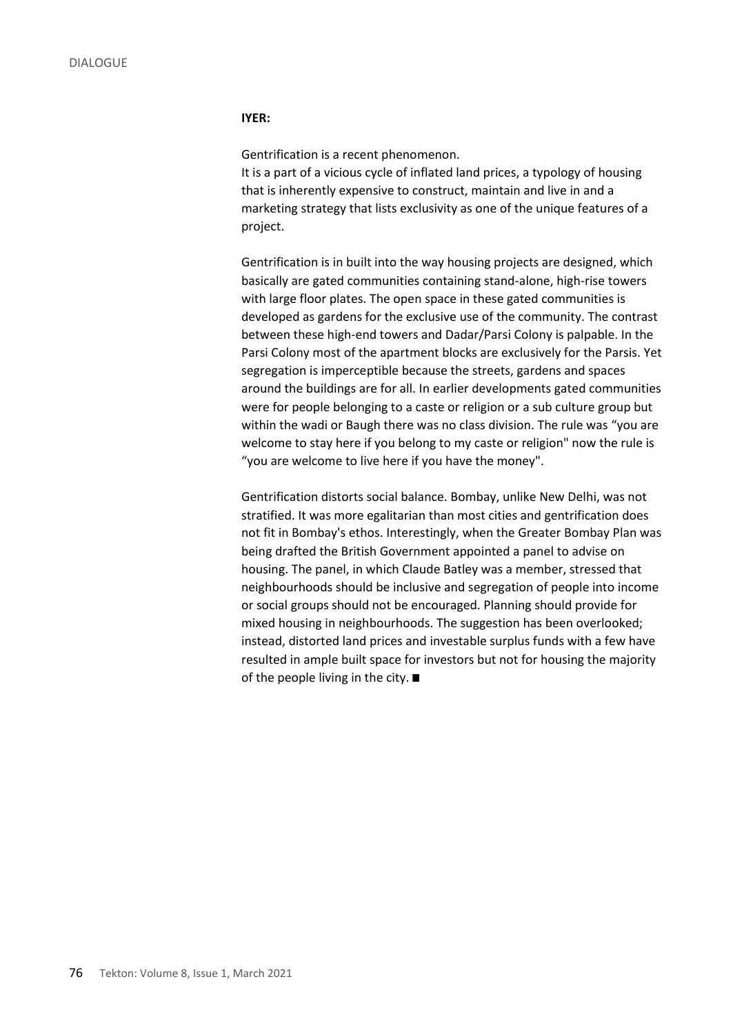**IYER:**

Gentrification is a recent phenomenon.
It is a part of a vicious cycle of inflated land prices, a typology of housing that is inherently expensive to construct, maintain and live in and a marketing strategy that lists exclusivity as one of the unique features of a project.

Gentrification is in built into the way housing projects are designed, which basically are gated communities containing stand-alone, high-rise towers with large floor plates. The open space in these gated communities is developed as gardens for the exclusive use of the community. The contrast between these high-end towers and Dadar/Parsi Colony is palpable. In the Parsi Colony most of the apartment blocks are exclusively for the Parsis. Yet segregation is imperceptible because the streets, gardens and spaces around the buildings are for all. In earlier developments gated communities were for people belonging to a caste or religion or a sub culture group but within the wadi or Baugh there was no class division. The rule was "you are welcome to stay here if you belong to my caste or religion" now the rule is "you are welcome to live here if you have the money".

Gentrification distorts social balance. Bombay, unlike New Delhi, was not stratified. It was more egalitarian than most cities and gentrification does not fit in Bombay's ethos. Interestingly, when the Greater Bombay Plan was being drafted the British Government appointed a panel to advise on housing. The panel, in which Claude Batley was a member, stressed that neighbourhoods should be inclusive and segregation of people into income or social groups should not be encouraged. Planning should provide for mixed housing in neighbourhoods. The suggestion has been overlooked; instead, distorted land prices and investable surplus funds with a few have resulted in ample built space for investors but not for housing the majority of the people living in the city. ■